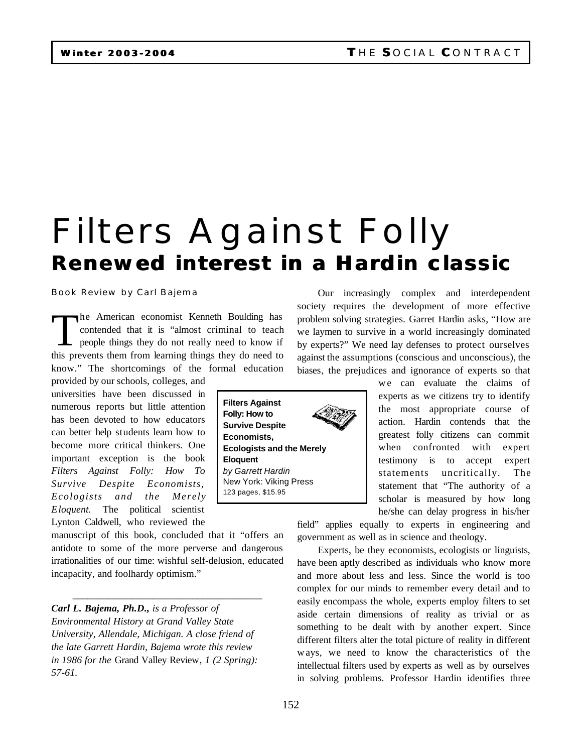# Filters Against Folly

## Renewed interest in a Hardin classic

Book Review by Carl Bajema

The American economist Kenneth Boulding has contended that it is "almost criminal to teach people things they do not really need to know if this prevents them from learning things they do need to know." The shortcomings of the formal education provided by our schools, colleges, and universities have been discussed in numerous reports but little attention has been devoted to how educators can better help students learn how to become more critical thinkers. One important exception is the book *Filters Against Folly: How To Survive Despite Economists, Ecologists and the Merely Eloquent*. The political scientist Lynton Caldwell, who reviewed the manuscript of this book, concluded that it "offers an antidote to some of the more perverse and dangerous irrationalities of our time: wishful self-delusion, educated incapacity, and foolhardy optimism."

**Filters Against Folly: How to Survive Despite Economists, Ecologists and the Merely Eloquent**
*by Garrett Hardin*
New York: Viking Press
123 pages, $15.95

***Carl L. Bajema, Ph.D.,*** *is a Professor of Environmental History at Grand Valley State University, Allendale, Michigan. A close friend of the late Garrett Hardin, Bajema wrote this review in 1986 for the* Grand Valley Review*, 1 (2 Spring): 57-61.*

Our increasingly complex and interdependent society requires the development of more effective problem solving strategies. Garret Hardin asks, "How are we laymen to survive in a world increasingly dominated by experts?" We need lay defenses to protect ourselves against the assumptions (conscious and unconscious), the biases, the prejudices and ignorance of experts so that we can evaluate the claims of experts as we citizens try to identify the most appropriate course of action. Hardin contends that the greatest folly citizens can commit when confronted with expert testimony is to accept expert statements uncritically. The statement that "The authority of a scholar is measured by how long he/she can delay progress in his/her field" applies equally to experts in engineering and government as well as in science and theology.

Experts, be they economists, ecologists or linguists, have been aptly described as individuals who know more and more about less and less. Since the world is too complex for our minds to remember every detail and to easily encompass the whole, experts employ filters to set aside certain dimensions of reality as trivial or as something to be dealt with by another expert. Since different filters alter the total picture of reality in different ways, we need to know the characteristics of the intellectual filters used by experts as well as by ourselves in solving problems. Professor Hardin identifies three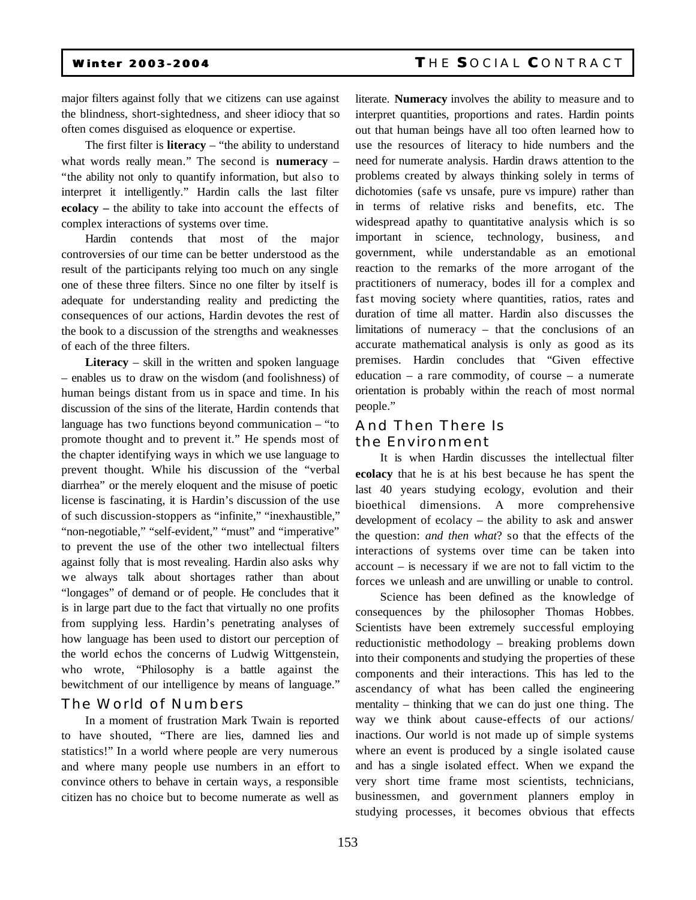major filters against folly that we citizens can use against the blindness, short-sightedness, and sheer idiocy that so often comes disguised as eloquence or expertise.

The first filter is **literacy** – "the ability to understand what words really mean." The second is **numeracy** – "the ability not only to quantify information, but also to interpret it intelligently." Hardin calls the last filter **ecolacy –** the ability to take into account the effects of complex interactions of systems over time.

Hardin contends that most of the major controversies of our time can be better understood as the result of the participants relying too much on any single one of these three filters. Since no one filter by itself is adequate for understanding reality and predicting the consequences of our actions, Hardin devotes the rest of the book to a discussion of the strengths and weaknesses of each of the three filters.

**Literacy** – skill in the written and spoken language – enables us to draw on the wisdom (and foolishness) of human beings distant from us in space and time. In his discussion of the sins of the literate, Hardin contends that language has two functions beyond communication – "to promote thought and to prevent it." He spends most of the chapter identifying ways in which we use language to prevent thought. While his discussion of the "verbal diarrhea" or the merely eloquent and the misuse of poetic license is fascinating, it is Hardin's discussion of the use of such discussion-stoppers as "infinite," "inexhaustible," "non-negotiable," "self-evident," "must" and "imperative" to prevent the use of the other two intellectual filters against folly that is most revealing. Hardin also asks why we always talk about shortages rather than about "longages" of demand or of people. He concludes that it is in large part due to the fact that virtually no one profits from supplying less. Hardin's penetrating analyses of how language has been used to distort our perception of the world echos the concerns of Ludwig Wittgenstein, who wrote, "Philosophy is a battle against the bewitchment of our intelligence by means of language."

## The World of Numbers

In a moment of frustration Mark Twain is reported to have shouted, "There are lies, damned lies and statistics!" In a world where people are very numerous and where many people use numbers in an effort to convince others to behave in certain ways, a responsible citizen has no choice but to become numerate as well as literate. **Numeracy** involves the ability to measure and to interpret quantities, proportions and rates. Hardin points out that human beings have all too often learned how to use the resources of literacy to hide numbers and the need for numerate analysis. Hardin draws attention to the problems created by always thinking solely in terms of dichotomies (safe vs unsafe, pure vs impure) rather than in terms of relative risks and benefits, etc. The widespread apathy to quantitative analysis which is so important in science, technology, business, and government, while understandable as an emotional reaction to the remarks of the more arrogant of the practitioners of numeracy, bodes ill for a complex and fast moving society where quantities, ratios, rates and duration of time all matter. Hardin also discusses the limitations of numeracy – that the conclusions of an accurate mathematical analysis is only as good as its premises. Hardin concludes that "Given effective education – a rare commodity, of course – a numerate orientation is probably within the reach of most normal people."

## And Then There Is the Environment

It is when Hardin discusses the intellectual filter **ecolacy** that he is at his best because he has spent the last 40 years studying ecology, evolution and their bioethical dimensions. A more comprehensive development of ecolacy – the ability to ask and answer the question: *and then what*? so that the effects of the interactions of systems over time can be taken into account – is necessary if we are not to fall victim to the forces we unleash and are unwilling or unable to control.

Science has been defined as the knowledge of consequences by the philosopher Thomas Hobbes. Scientists have been extremely successful employing reductionistic methodology – breaking problems down into their components and studying the properties of these components and their interactions. This has led to the ascendancy of what has been called the engineering mentality – thinking that we can do just one thing. The way we think about cause-effects of our actions/ inactions. Our world is not made up of simple systems where an event is produced by a single isolated cause and has a single isolated effect. When we expand the very short time frame most scientists, technicians, businessmen, and government planners employ in studying processes, it becomes obvious that effects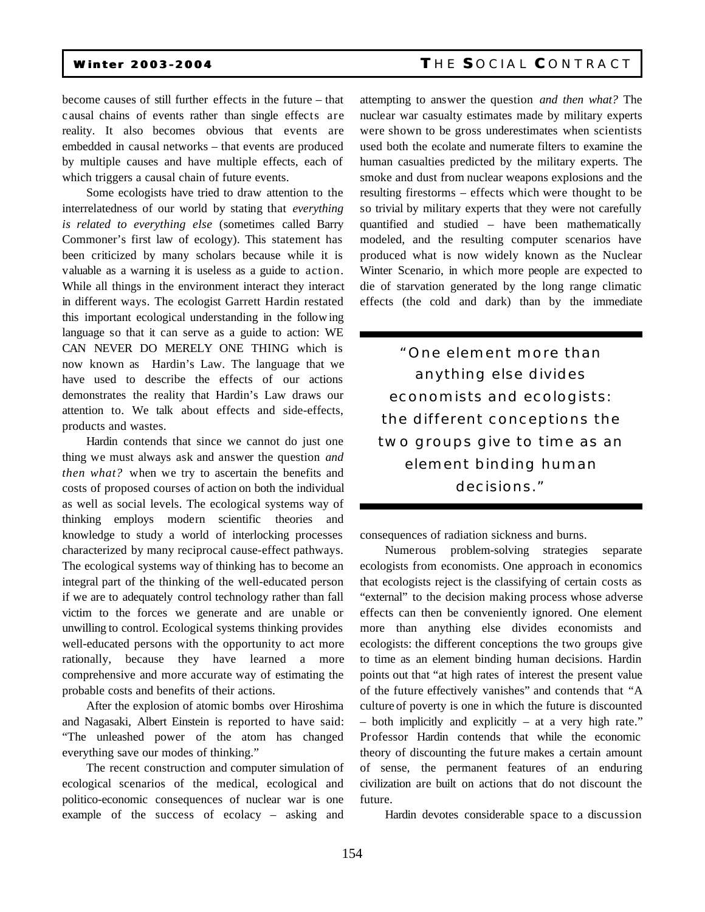become causes of still further effects in the future – that causal chains of events rather than single effects are reality. It also becomes obvious that events are embedded in causal networks – that events are produced by multiple causes and have multiple effects, each of which triggers a causal chain of future events.

Some ecologists have tried to draw attention to the interrelatedness of our world by stating that *everything is related to everything else* (sometimes called Barry Commoner's first law of ecology). This statement has been criticized by many scholars because while it is valuable as a warning it is useless as a guide to action. While all things in the environment interact they interact in different ways. The ecologist Garrett Hardin restated this important ecological understanding in the following language so that it can serve as a guide to action: WE CAN NEVER DO MERELY ONE THING which is now known as Hardin's Law. The language that we have used to describe the effects of our actions demonstrates the reality that Hardin's Law draws our attention to. We talk about effects and side-effects, products and wastes.

Hardin contends that since we cannot do just one thing we must always ask and answer the question *and then what?* when we try to ascertain the benefits and costs of proposed courses of action on both the individual as well as social levels. The ecological systems way of thinking employs modern scientific theories and knowledge to study a world of interlocking processes characterized by many reciprocal cause-effect pathways. The ecological systems way of thinking has to become an integral part of the thinking of the well-educated person if we are to adequately control technology rather than fall victim to the forces we generate and are unable or unwilling to control. Ecological systems thinking provides well-educated persons with the opportunity to act more rationally, because they have learned a more comprehensive and more accurate way of estimating the probable costs and benefits of their actions.

After the explosion of atomic bombs over Hiroshima and Nagasaki, Albert Einstein is reported to have said: "The unleashed power of the atom has changed everything save our modes of thinking."

The recent construction and computer simulation of ecological scenarios of the medical, ecological and politico-economic consequences of nuclear war is one example of the success of ecolacy – asking and attempting to answer the question *and then what?* The nuclear war casualty estimates made by military experts were shown to be gross underestimates when scientists used both the ecolate and numerate filters to examine the human casualties predicted by the military experts. The smoke and dust from nuclear weapons explosions and the resulting firestorms – effects which were thought to be so trivial by military experts that they were not carefully quantified and studied – have been mathematically modeled, and the resulting computer scenarios have produced what is now widely known as the Nuclear Winter Scenario, in which more people are expected to die of starvation generated by the long range climatic effects (the cold and dark) than by the immediate consequences of radiation sickness and burns.

> "One element more than anything else divides economists and ecologists: the different conceptions the two groups give to time as an element binding human decisions."

Numerous problem-solving strategies separate ecologists from economists. One approach in economics that ecologists reject is the classifying of certain costs as "external" to the decision making process whose adverse effects can then be conveniently ignored. One element more than anything else divides economists and ecologists: the different conceptions the two groups give to time as an element binding human decisions. Hardin points out that "at high rates of interest the present value of the future effectively vanishes" and contends that "A culture of poverty is one in which the future is discounted – both implicitly and explicitly – at a very high rate." Professor Hardin contends that while the economic theory of discounting the future makes a certain amount of sense, the permanent features of an enduring civilization are built on actions that do not discount the future.

Hardin devotes considerable space to a discussion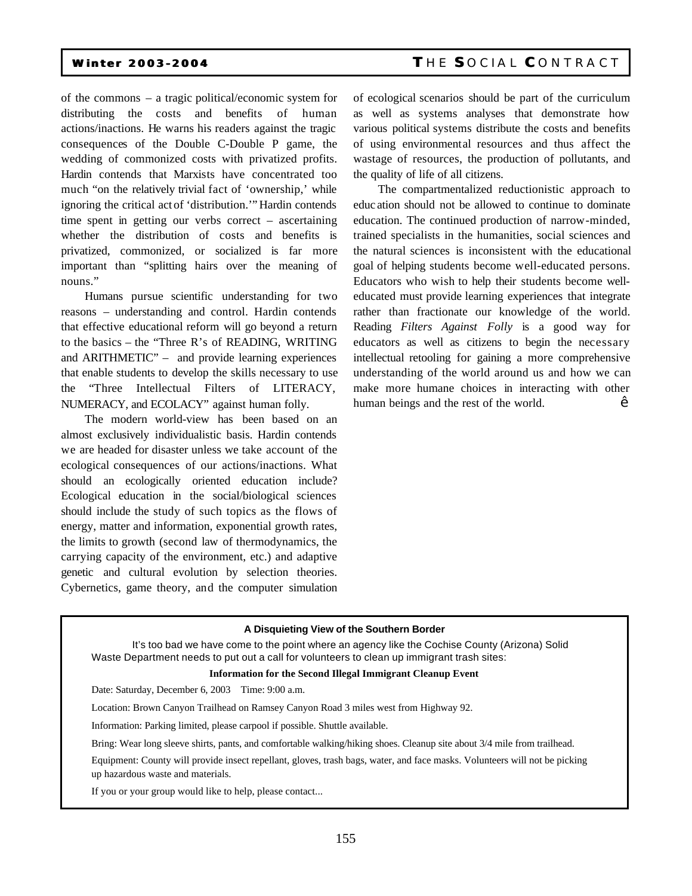of the commons – a tragic political/economic system for distributing the costs and benefits of human actions/inactions. He warns his readers against the tragic consequences of the Double C-Double P game, the wedding of commonized costs with privatized profits. Hardin contends that Marxists have concentrated too much "on the relatively trivial fact of 'ownership,' while ignoring the critical act of 'distribution.'" Hardin contends time spent in getting our verbs correct – ascertaining whether the distribution of costs and benefits is privatized, commonized, or socialized is far more important than "splitting hairs over the meaning of nouns."

Humans pursue scientific understanding for two reasons – understanding and control. Hardin contends that effective educational reform will go beyond a return to the basics – the "Three R's of READING, WRITING and ARITHMETIC" – and provide learning experiences that enable students to develop the skills necessary to use the "Three Intellectual Filters of LITERACY, NUMERACY, and ECOLACY" against human folly.

The modern world-view has been based on an almost exclusively individualistic basis. Hardin contends we are headed for disaster unless we take account of the ecological consequences of our actions/inactions. What should an ecologically oriented education include? Ecological education in the social/biological sciences should include the study of such topics as the flows of energy, matter and information, exponential growth rates, the limits to growth (second law of thermodynamics, the carrying capacity of the environment, etc.) and adaptive genetic and cultural evolution by selection theories. Cybernetics, game theory, and the computer simulation of ecological scenarios should be part of the curriculum as well as systems analyses that demonstrate how various political systems distribute the costs and benefits of using environmental resources and thus affect the wastage of resources, the production of pollutants, and the quality of life of all citizens.

The compartmentalized reductionistic approach to education should not be allowed to continue to dominate education. The continued production of narrow-minded, trained specialists in the humanities, social sciences and the natural sciences is inconsistent with the educational goal of helping students become well-educated persons. Educators who wish to help their students become well-educated must provide learning experiences that integrate rather than fractionate our knowledge of the world. Reading *Filters Against Folly* is a good way for educators as well as citizens to begin the necessary intellectual retooling for gaining a more comprehensive understanding of the world around us and how we can make more humane choices in interacting with other human beings and the rest of the world.

**A Disquieting View of the Southern Border**

It's too bad we have come to the point where an agency like the Cochise County (Arizona) Solid Waste Department needs to put out a call for volunteers to clean up immigrant trash sites:

**Information for the Second Illegal Immigrant Cleanup Event**

Date: Saturday, December 6, 2003 Time: 9:00 a.m.

Location: Brown Canyon Trailhead on Ramsey Canyon Road 3 miles west from Highway 92.

Information: Parking limited, please carpool if possible. Shuttle available.

Bring: Wear long sleeve shirts, pants, and comfortable walking/hiking shoes. Cleanup site about 3/4 mile from trailhead.

Equipment: County will provide insect repellant, gloves, trash bags, water, and face masks. Volunteers will not be picking up hazardous waste and materials.

If you or your group would like to help, please contact...